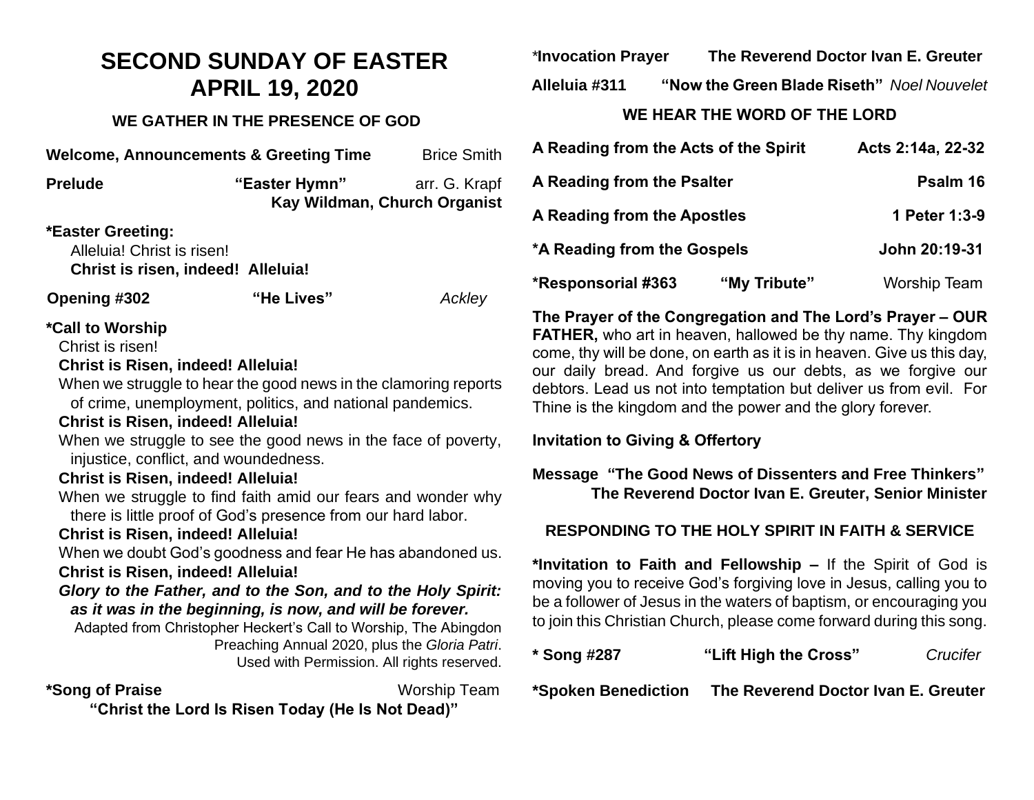# SECOND SUNDAY OF EASTER
# APRIL 19, 2020

### WE GATHER IN THE PRESENCE OF GOD

**Welcome, Announcements & Greeting Time** Brice Smith

**Prelude** **"Easter Hymn"** arr. G. Krapf
**Kay Wildman, Church Organist**

**\*Easter Greeting:**
Alleluia! Christ is risen!
**Christ is risen, indeed! Alleluia!**

**Opening #302** **"He Lives"** *Ackley*

**\*Call to Worship**
Christ is risen!
**Christ is Risen, indeed! Alleluia!**
When we struggle to hear the good news in the clamoring reports of crime, unemployment, politics, and national pandemics.
**Christ is Risen, indeed! Alleluia!**
When we struggle to see the good news in the face of poverty, injustice, conflict, and woundedness.
**Christ is Risen, indeed! Alleluia!**
When we struggle to find faith amid our fears and wonder why there is little proof of God's presence from our hard labor.
**Christ is Risen, indeed! Alleluia!**
When we doubt God's goodness and fear He has abandoned us.
**Christ is Risen, indeed! Alleluia!**
***Glory to the Father, and to the Son, and to the Holy Spirit: as it was in the beginning, is now, and will be forever.***
Adapted from Christopher Heckert's Call to Worship, The Abingdon Preaching Annual 2020, plus the *Gloria Patri*. Used with Permission. All rights reserved.

**\*Song of Praise** Worship Team
**"Christ the Lord Is Risen Today (He Is Not Dead)"**

\***Invocation Prayer** **The Reverend Doctor Ivan E. Greuter**

**Alleluia #311** **"Now the Green Blade Riseth"** *Noel Nouvelet*

### WE HEAR THE WORD OF THE LORD

**A Reading from the Acts of the Spirit** **Acts 2:14a, 22-32**

**A Reading from the Psalter** **Psalm 16**

**A Reading from the Apostles** **1 Peter 1:3-9**

**\*A Reading from the Gospels** **John 20:19-31**

**\*Responsorial #363** **"My Tribute"** Worship Team

**The Prayer of the Congregation and The Lord's Prayer – OUR FATHER,** who art in heaven, hallowed be thy name. Thy kingdom come, thy will be done, on earth as it is in heaven. Give us this day, our daily bread. And forgive us our debts, as we forgive our debtors. Lead us not into temptation but deliver us from evil. For Thine is the kingdom and the power and the glory forever.

**Invitation to Giving & Offertory**

**Message "The Good News of Dissenters and Free Thinkers"**
**The Reverend Doctor Ivan E. Greuter, Senior Minister**

### RESPONDING TO THE HOLY SPIRIT IN FAITH & SERVICE

**\*Invitation to Faith and Fellowship –** If the Spirit of God is moving you to receive God's forgiving love in Jesus, calling you to be a follower of Jesus in the waters of baptism, or encouraging you to join this Christian Church, please come forward during this song.

**\* Song #287** **"Lift High the Cross"** *Crucifer*

**\*Spoken Benediction** **The Reverend Doctor Ivan E. Greuter**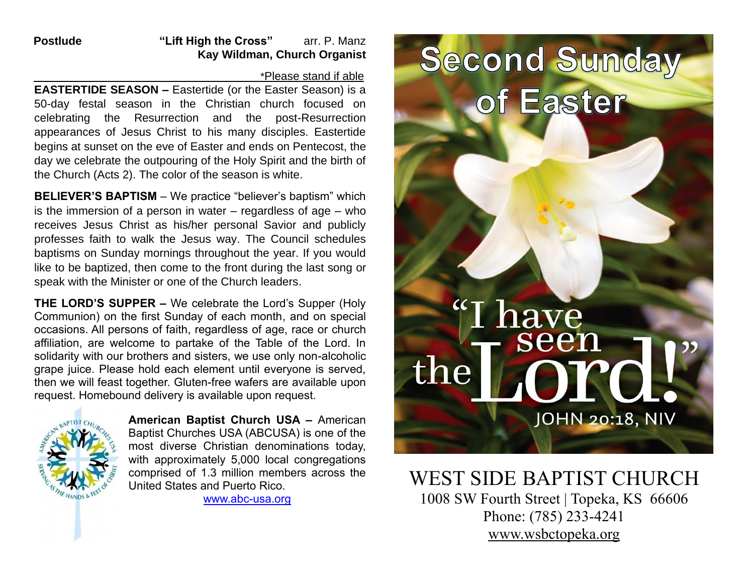**Postlude** **"Lift High the Cross"** arr. P. Manz
**Kay Wildman, Church Organist**

*Please stand if able

**EASTERTIDE SEASON –** Eastertide (or the Easter Season) is a 50-day festal season in the Christian church focused on celebrating the Resurrection and the post-Resurrection appearances of Jesus Christ to his many disciples. Eastertide begins at sunset on the eve of Easter and ends on Pentecost, the day we celebrate the outpouring of the Holy Spirit and the birth of the Church (Acts 2). The color of the season is white.

**BELIEVER'S BAPTISM** – We practice "believer's baptism" which is the immersion of a person in water – regardless of age – who receives Jesus Christ as his/her personal Savior and publicly professes faith to walk the Jesus way. The Council schedules baptisms on Sunday mornings throughout the year. If you would like to be baptized, then come to the front during the last song or speak with the Minister or one of the Church leaders.

**THE LORD'S SUPPER –** We celebrate the Lord's Supper (Holy Communion) on the first Sunday of each month, and on special occasions. All persons of faith, regardless of age, race or church affiliation, are welcome to partake of the Table of the Lord. In solidarity with our brothers and sisters, we use only non-alcoholic grape juice. Please hold each element until everyone is served, then we will feast together. Gluten-free wafers are available upon request. Homebound delivery is available upon request.

**American Baptist Church USA –** American Baptist Churches USA (ABCUSA) is one of the most diverse Christian denominations today, with approximately 5,000 local congregations comprised of 1.3 million members across the United States and Puerto Rico.
www.abc-usa.org

# Second Sunday of Easter

"I have seen the Lord!"
JOHN 20:18, NIV

WEST SIDE BAPTIST CHURCH
1008 SW Fourth Street | Topeka, KS 66606
Phone: (785) 233-4241
www.wsbctopeka.org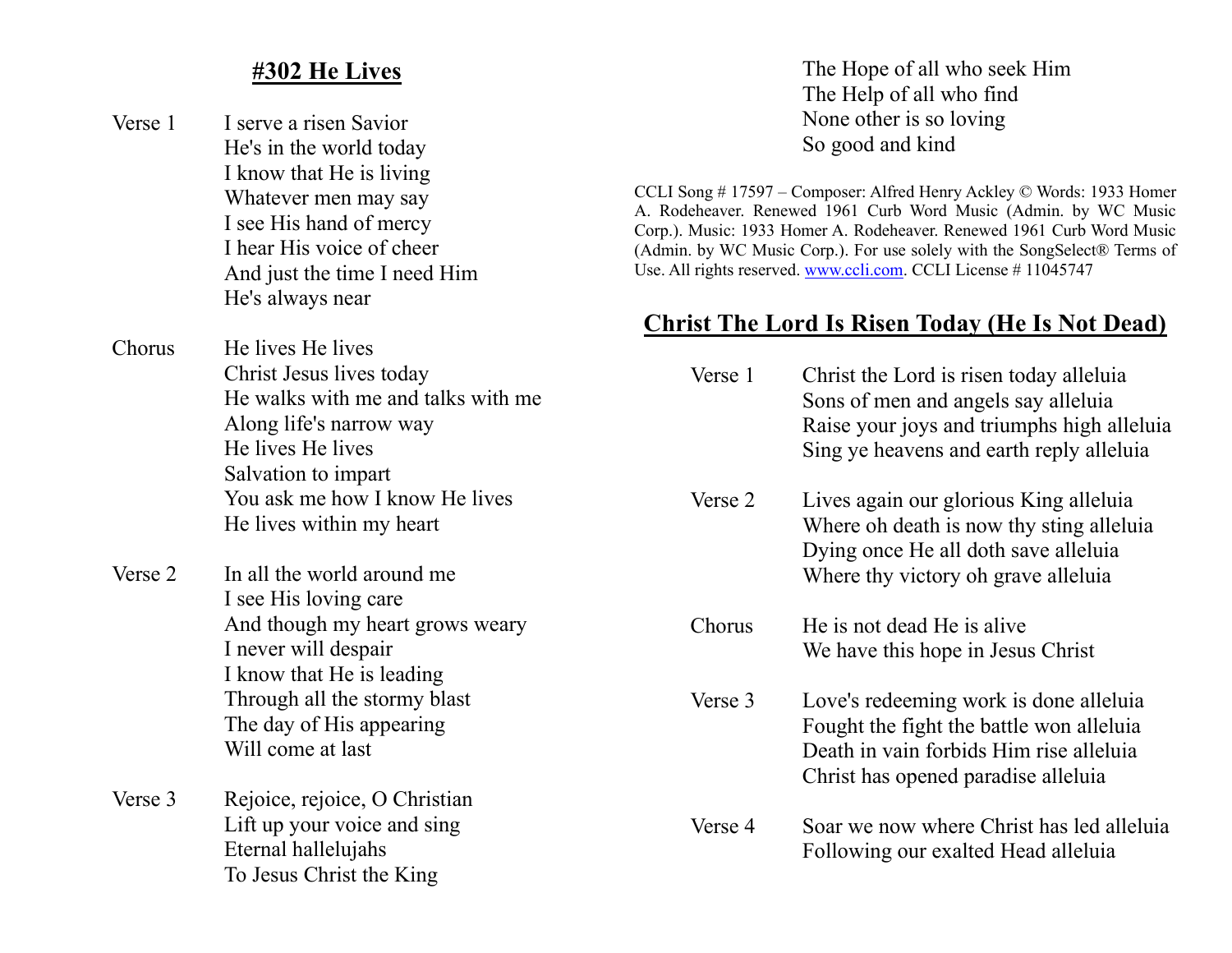## #302 He Lives

Verse 1

I serve a risen Savior
He's in the world today
I know that He is living
Whatever men may say
I see His hand of mercy
I hear His voice of cheer
And just the time I need Him
He's always near

Chorus

He lives He lives
Christ Jesus lives today
He walks with me and talks with me
Along life's narrow way
He lives He lives
Salvation to impart
You ask me how I know He lives
He lives within my heart

Verse 2

In all the world around me
I see His loving care
And though my heart grows weary
I never will despair
I know that He is leading
Through all the stormy blast
The day of His appearing
Will come at last

Verse 3

Rejoice, rejoice, O Christian
Lift up your voice and sing
Eternal hallelujahs
To Jesus Christ the King
The Hope of all who seek Him
The Help of all who find
None other is so loving
So good and kind

CCLI Song # 17597 – Composer: Alfred Henry Ackley © Words: 1933 Homer A. Rodeheaver. Renewed 1961 Curb Word Music (Admin. by WC Music Corp.). Music: 1933 Homer A. Rodeheaver. Renewed 1961 Curb Word Music (Admin. by WC Music Corp.). For use solely with the SongSelect® Terms of Use. All rights reserved. www.ccli.com. CCLI License # 11045747

## Christ The Lord Is Risen Today (He Is Not Dead)

Verse 1

Christ the Lord is risen today alleluia
Sons of men and angels say alleluia
Raise your joys and triumphs high alleluia
Sing ye heavens and earth reply alleluia

Verse 2

Lives again our glorious King alleluia
Where oh death is now thy sting alleluia
Dying once He all doth save alleluia
Where thy victory oh grave alleluia

Chorus

He is not dead He is alive
We have this hope in Jesus Christ

Verse 3

Love's redeeming work is done alleluia
Fought the fight the battle won alleluia
Death in vain forbids Him rise alleluia
Christ has opened paradise alleluia

Verse 4

Soar we now where Christ has led alleluia
Following our exalted Head alleluia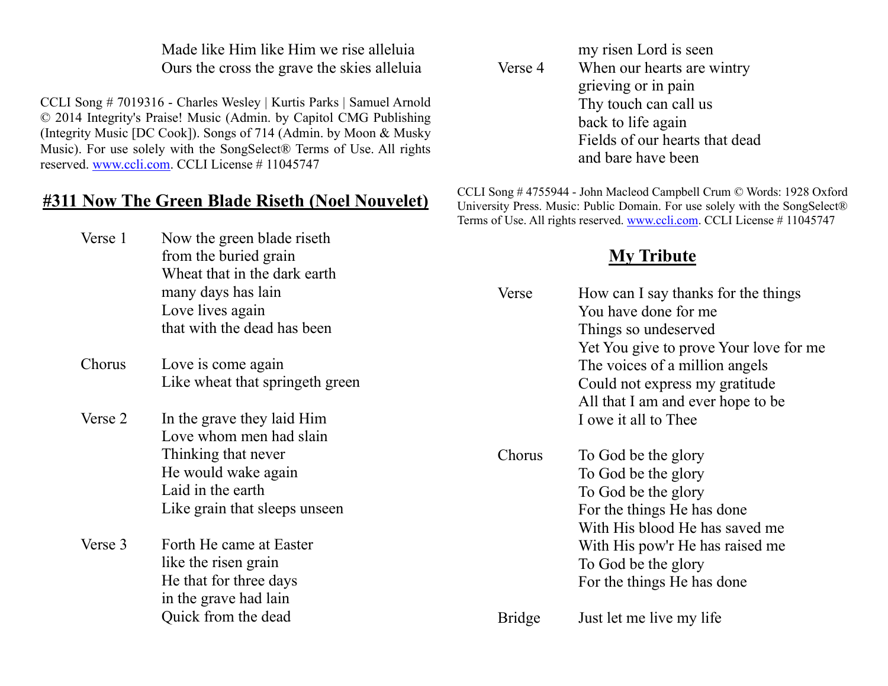Made like Him like Him we rise alleluia
Ours the cross the grave the skies alleluia

CCLI Song # 7019316 - Charles Wesley | Kurtis Parks | Samuel Arnold © 2014 Integrity's Praise! Music (Admin. by Capitol CMG Publishing (Integrity Music [DC Cook]). Songs of 714 (Admin. by Moon & Musky Music). For use solely with the SongSelect® Terms of Use. All rights reserved. www.ccli.com. CCLI License # 11045747

## #311 Now The Green Blade Riseth (Noel Nouvelet)

Verse 1

Now the green blade riseth
from the buried grain
Wheat that in the dark earth
many days has lain
Love lives again
that with the dead has been

Chorus

Love is come again
Like wheat that springeth green

Verse 2

In the grave they laid Him
Love whom men had slain
Thinking that never
He would wake again
Laid in the earth
Like grain that sleeps unseen

Verse 3

Forth He came at Easter
like the risen grain
He that for three days
in the grave had lain
Quick from the dead
my risen Lord is seen

Verse 4

When our hearts are wintry
grieving or in pain
Thy touch can call us
back to life again
Fields of our hearts that dead
and bare have been

CCLI Song # 4755944 - John Macleod Campbell Crum © Words: 1928 Oxford University Press. Music: Public Domain. For use solely with the SongSelect® Terms of Use. All rights reserved. www.ccli.com. CCLI License # 11045747

## My Tribute

Verse

How can I say thanks for the things
You have done for me
Things so undeserved
Yet You give to prove Your love for me
The voices of a million angels
Could not express my gratitude
All that I am and ever hope to be
I owe it all to Thee

Chorus

To God be the glory
To God be the glory
To God be the glory
For the things He has done
With His blood He has saved me
With His pow'r He has raised me
To God be the glory
For the things He has done

Bridge

Just let me live my life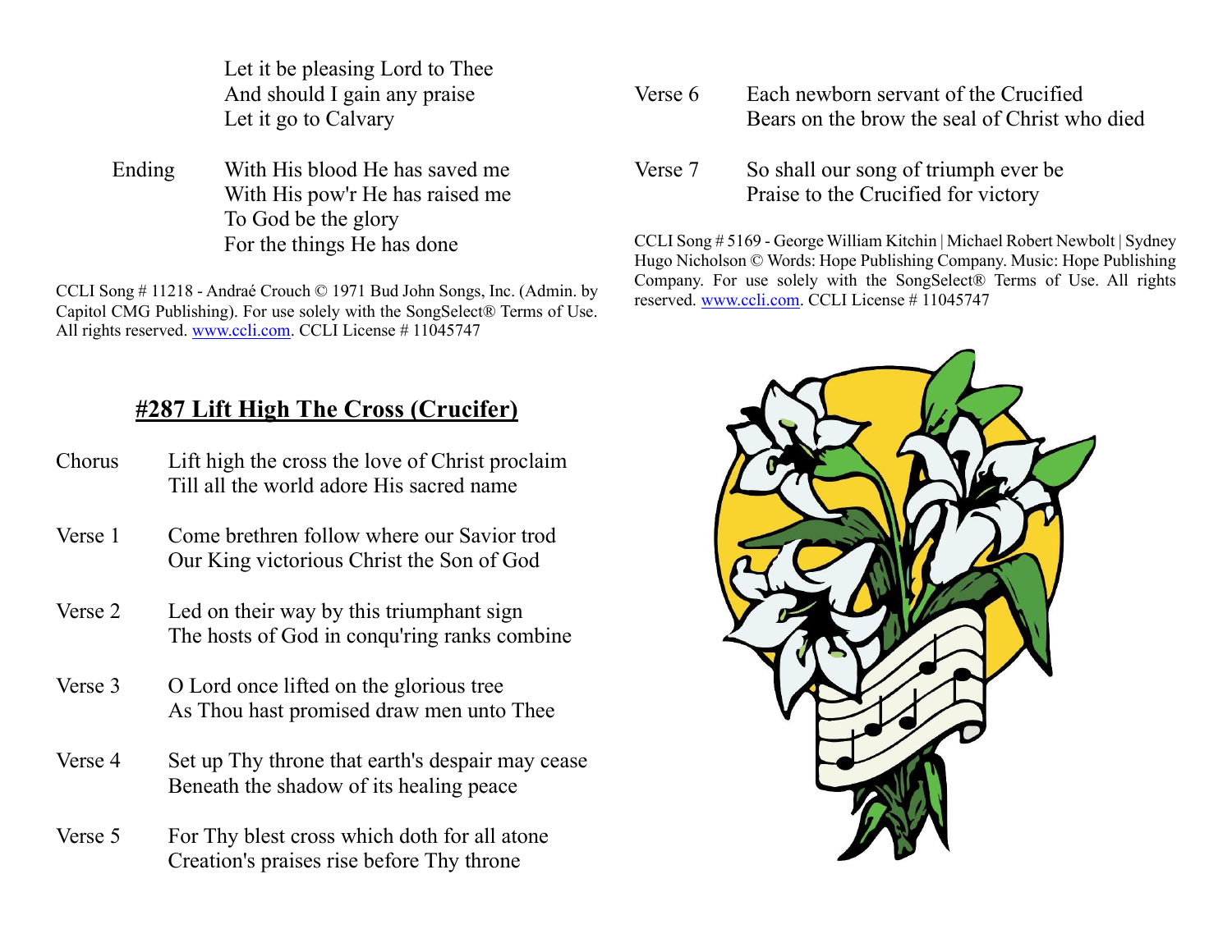Let it be pleasing Lord to Thee
And should I gain any praise
Let it go to Calvary

Ending
With His blood He has saved me
With His pow'r He has raised me
To God be the glory
For the things He has done

CCLI Song # 11218 - Andraé Crouch © 1971 Bud John Songs, Inc. (Admin. by Capitol CMG Publishing). For use solely with the SongSelect® Terms of Use. All rights reserved. www.ccli.com. CCLI License # 11045747

## #287 Lift High The Cross (Crucifer)

Chorus
Lift high the cross the love of Christ proclaim
Till all the world adore His sacred name

Verse 1
Come brethren follow where our Savior trod
Our King victorious Christ the Son of God

Verse 2
Led on their way by this triumphant sign
The hosts of God in conqu'ring ranks combine

Verse 3
O Lord once lifted on the glorious tree
As Thou hast promised draw men unto Thee

Verse 4
Set up Thy throne that earth's despair may cease
Beneath the shadow of its healing peace

Verse 5
For Thy blest cross which doth for all atone
Creation's praises rise before Thy throne

Verse 6
Each newborn servant of the Crucified
Bears on the brow the seal of Christ who died

Verse 7
So shall our song of triumph ever be
Praise to the Crucified for victory

CCLI Song # 5169 - George William Kitchin | Michael Robert Newbolt | Sydney Hugo Nicholson © Words: Hope Publishing Company. Music: Hope Publishing Company. For use solely with the SongSelect® Terms of Use. All rights reserved. www.ccli.com. CCLI License # 11045747